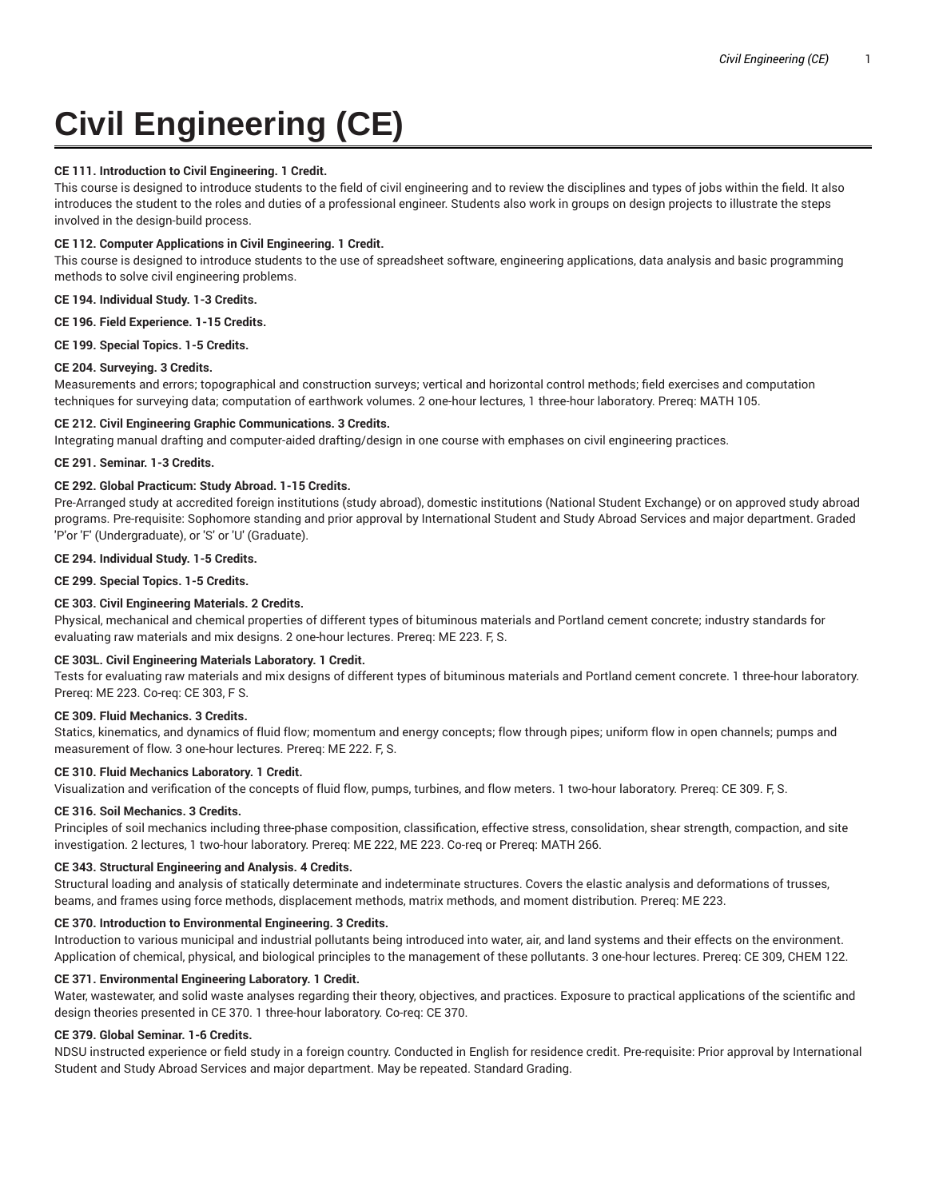# Civil Engineering (CE)

**CE 111. Introduction to Civil Engineering. 1 Credit.**
This course is designed to introduce students to the field of civil engineering and to review the disciplines and types of jobs within the field. It also introduces the student to the roles and duties of a professional engineer. Students also work in groups on design projects to illustrate the steps involved in the design-build process.

**CE 112. Computer Applications in Civil Engineering. 1 Credit.**
This course is designed to introduce students to the use of spreadsheet software, engineering applications, data analysis and basic programming methods to solve civil engineering problems.

**CE 194. Individual Study. 1-3 Credits.**

**CE 196. Field Experience. 1-15 Credits.**

**CE 199. Special Topics. 1-5 Credits.**

**CE 204. Surveying. 3 Credits.**
Measurements and errors; topographical and construction surveys; vertical and horizontal control methods; field exercises and computation techniques for surveying data; computation of earthwork volumes. 2 one-hour lectures, 1 three-hour laboratory. Prereq: MATH 105.

**CE 212. Civil Engineering Graphic Communications. 3 Credits.**
Integrating manual drafting and computer-aided drafting/design in one course with emphases on civil engineering practices.

**CE 291. Seminar. 1-3 Credits.**

**CE 292. Global Practicum: Study Abroad. 1-15 Credits.**
Pre-Arranged study at accredited foreign institutions (study abroad), domestic institutions (National Student Exchange) or on approved study abroad programs. Pre-requisite: Sophomore standing and prior approval by International Student and Study Abroad Services and major department. Graded 'P'or 'F' (Undergraduate), or 'S' or 'U' (Graduate).

**CE 294. Individual Study. 1-5 Credits.**

**CE 299. Special Topics. 1-5 Credits.**

**CE 303. Civil Engineering Materials. 2 Credits.**
Physical, mechanical and chemical properties of different types of bituminous materials and Portland cement concrete; industry standards for evaluating raw materials and mix designs. 2 one-hour lectures. Prereq: ME 223. F, S.

**CE 303L. Civil Engineering Materials Laboratory. 1 Credit.**
Tests for evaluating raw materials and mix designs of different types of bituminous materials and Portland cement concrete. 1 three-hour laboratory. Prereq: ME 223. Co-req: CE 303, F S.

**CE 309. Fluid Mechanics. 3 Credits.**
Statics, kinematics, and dynamics of fluid flow; momentum and energy concepts; flow through pipes; uniform flow in open channels; pumps and measurement of flow. 3 one-hour lectures. Prereq: ME 222. F, S.

**CE 310. Fluid Mechanics Laboratory. 1 Credit.**
Visualization and verification of the concepts of fluid flow, pumps, turbines, and flow meters. 1 two-hour laboratory. Prereq: CE 309. F, S.

**CE 316. Soil Mechanics. 3 Credits.**
Principles of soil mechanics including three-phase composition, classification, effective stress, consolidation, shear strength, compaction, and site investigation. 2 lectures, 1 two-hour laboratory. Prereq: ME 222, ME 223. Co-req or Prereq: MATH 266.

**CE 343. Structural Engineering and Analysis. 4 Credits.**
Structural loading and analysis of statically determinate and indeterminate structures. Covers the elastic analysis and deformations of trusses, beams, and frames using force methods, displacement methods, matrix methods, and moment distribution. Prereq: ME 223.

**CE 370. Introduction to Environmental Engineering. 3 Credits.**
Introduction to various municipal and industrial pollutants being introduced into water, air, and land systems and their effects on the environment. Application of chemical, physical, and biological principles to the management of these pollutants. 3 one-hour lectures. Prereq: CE 309, CHEM 122.

**CE 371. Environmental Engineering Laboratory. 1 Credit.**
Water, wastewater, and solid waste analyses regarding their theory, objectives, and practices. Exposure to practical applications of the scientific and design theories presented in CE 370. 1 three-hour laboratory. Co-req: CE 370.

**CE 379. Global Seminar. 1-6 Credits.**
NDSU instructed experience or field study in a foreign country. Conducted in English for residence credit. Pre-requisite: Prior approval by International Student and Study Abroad Services and major department. May be repeated. Standard Grading.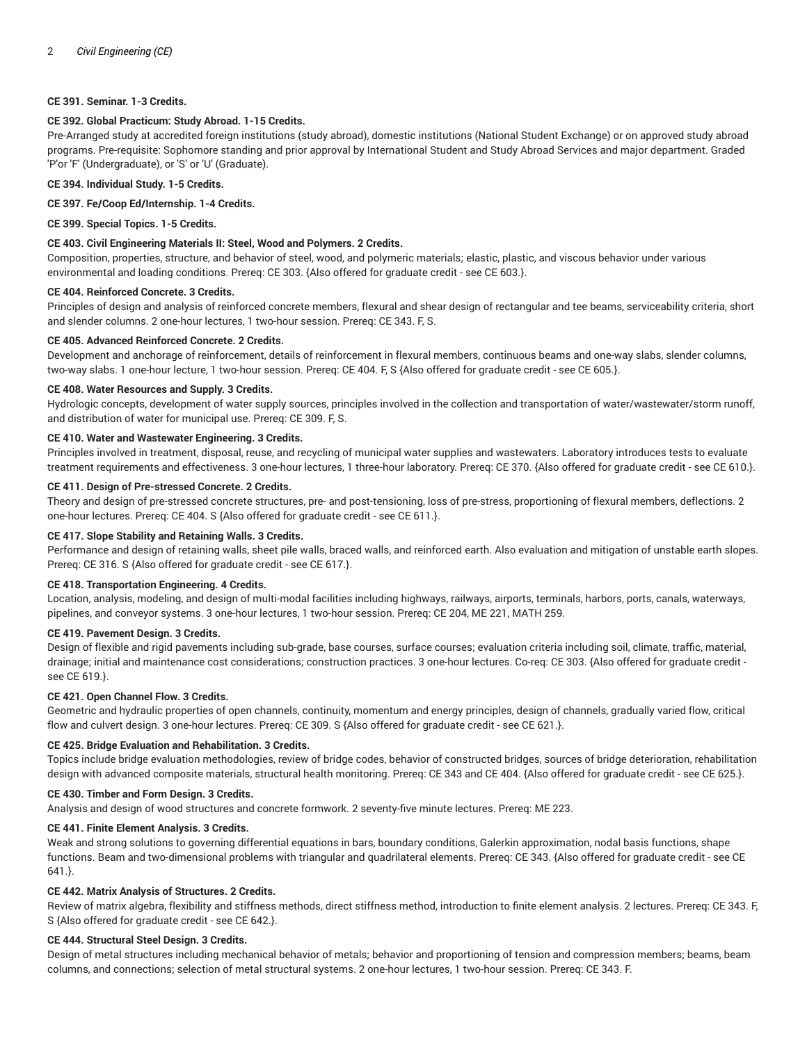**CE 391. Seminar. 1-3 Credits.**

**CE 392. Global Practicum: Study Abroad. 1-15 Credits.**

Pre-Arranged study at accredited foreign institutions (study abroad), domestic institutions (National Student Exchange) or on approved study abroad programs. Pre-requisite: Sophomore standing and prior approval by International Student and Study Abroad Services and major department. Graded 'P'or 'F' (Undergraduate), or 'S' or 'U' (Graduate).

**CE 394. Individual Study. 1-5 Credits.**

**CE 397. Fe/Coop Ed/Internship. 1-4 Credits.**

**CE 399. Special Topics. 1-5 Credits.**

**CE 403. Civil Engineering Materials II: Steel, Wood and Polymers. 2 Credits.**

Composition, properties, structure, and behavior of steel, wood, and polymeric materials; elastic, plastic, and viscous behavior under various environmental and loading conditions. Prereq: CE 303. {Also offered for graduate credit - see CE 603.}.

**CE 404. Reinforced Concrete. 3 Credits.**

Principles of design and analysis of reinforced concrete members, flexural and shear design of rectangular and tee beams, serviceability criteria, short and slender columns. 2 one-hour lectures, 1 two-hour session. Prereq: CE 343. F, S.

**CE 405. Advanced Reinforced Concrete. 2 Credits.**

Development and anchorage of reinforcement, details of reinforcement in flexural members, continuous beams and one-way slabs, slender columns, two-way slabs. 1 one-hour lecture, 1 two-hour session. Prereq: CE 404. F, S {Also offered for graduate credit - see CE 605.}.

**CE 408. Water Resources and Supply. 3 Credits.**

Hydrologic concepts, development of water supply sources, principles involved in the collection and transportation of water/wastewater/storm runoff, and distribution of water for municipal use. Prereq: CE 309. F, S.

**CE 410. Water and Wastewater Engineering. 3 Credits.**

Principles involved in treatment, disposal, reuse, and recycling of municipal water supplies and wastewaters. Laboratory introduces tests to evaluate treatment requirements and effectiveness. 3 one-hour lectures, 1 three-hour laboratory. Prereq: CE 370. {Also offered for graduate credit - see CE 610.}.

**CE 411. Design of Pre-stressed Concrete. 2 Credits.**

Theory and design of pre-stressed concrete structures, pre- and post-tensioning, loss of pre-stress, proportioning of flexural members, deflections. 2 one-hour lectures. Prereq: CE 404. S {Also offered for graduate credit - see CE 611.}.

**CE 417. Slope Stability and Retaining Walls. 3 Credits.**

Performance and design of retaining walls, sheet pile walls, braced walls, and reinforced earth. Also evaluation and mitigation of unstable earth slopes. Prereq: CE 316. S {Also offered for graduate credit - see CE 617.}.

**CE 418. Transportation Engineering. 4 Credits.**

Location, analysis, modeling, and design of multi-modal facilities including highways, railways, airports, terminals, harbors, ports, canals, waterways, pipelines, and conveyor systems. 3 one-hour lectures, 1 two-hour session. Prereq: CE 204, ME 221, MATH 259.

**CE 419. Pavement Design. 3 Credits.**

Design of flexible and rigid pavements including sub-grade, base courses, surface courses; evaluation criteria including soil, climate, traffic, material, drainage; initial and maintenance cost considerations; construction practices. 3 one-hour lectures. Co-req: CE 303. {Also offered for graduate credit - see CE 619.}.

**CE 421. Open Channel Flow. 3 Credits.**

Geometric and hydraulic properties of open channels, continuity, momentum and energy principles, design of channels, gradually varied flow, critical flow and culvert design. 3 one-hour lectures. Prereq: CE 309. S {Also offered for graduate credit - see CE 621.}.

**CE 425. Bridge Evaluation and Rehabilitation. 3 Credits.**

Topics include bridge evaluation methodologies, review of bridge codes, behavior of constructed bridges, sources of bridge deterioration, rehabilitation design with advanced composite materials, structural health monitoring. Prereq: CE 343 and CE 404. {Also offered for graduate credit - see CE 625.}.

**CE 430. Timber and Form Design. 3 Credits.**

Analysis and design of wood structures and concrete formwork. 2 seventy-five minute lectures. Prereq: ME 223.

**CE 441. Finite Element Analysis. 3 Credits.**

Weak and strong solutions to governing differential equations in bars, boundary conditions, Galerkin approximation, nodal basis functions, shape functions. Beam and two-dimensional problems with triangular and quadrilateral elements. Prereq: CE 343. {Also offered for graduate credit - see CE 641.}.

**CE 442. Matrix Analysis of Structures. 2 Credits.**

Review of matrix algebra, flexibility and stiffness methods, direct stiffness method, introduction to finite element analysis. 2 lectures. Prereq: CE 343. F, S {Also offered for graduate credit - see CE 642.}.

**CE 444. Structural Steel Design. 3 Credits.**

Design of metal structures including mechanical behavior of metals; behavior and proportioning of tension and compression members; beams, beam columns, and connections; selection of metal structural systems. 2 one-hour lectures, 1 two-hour session. Prereq: CE 343. F.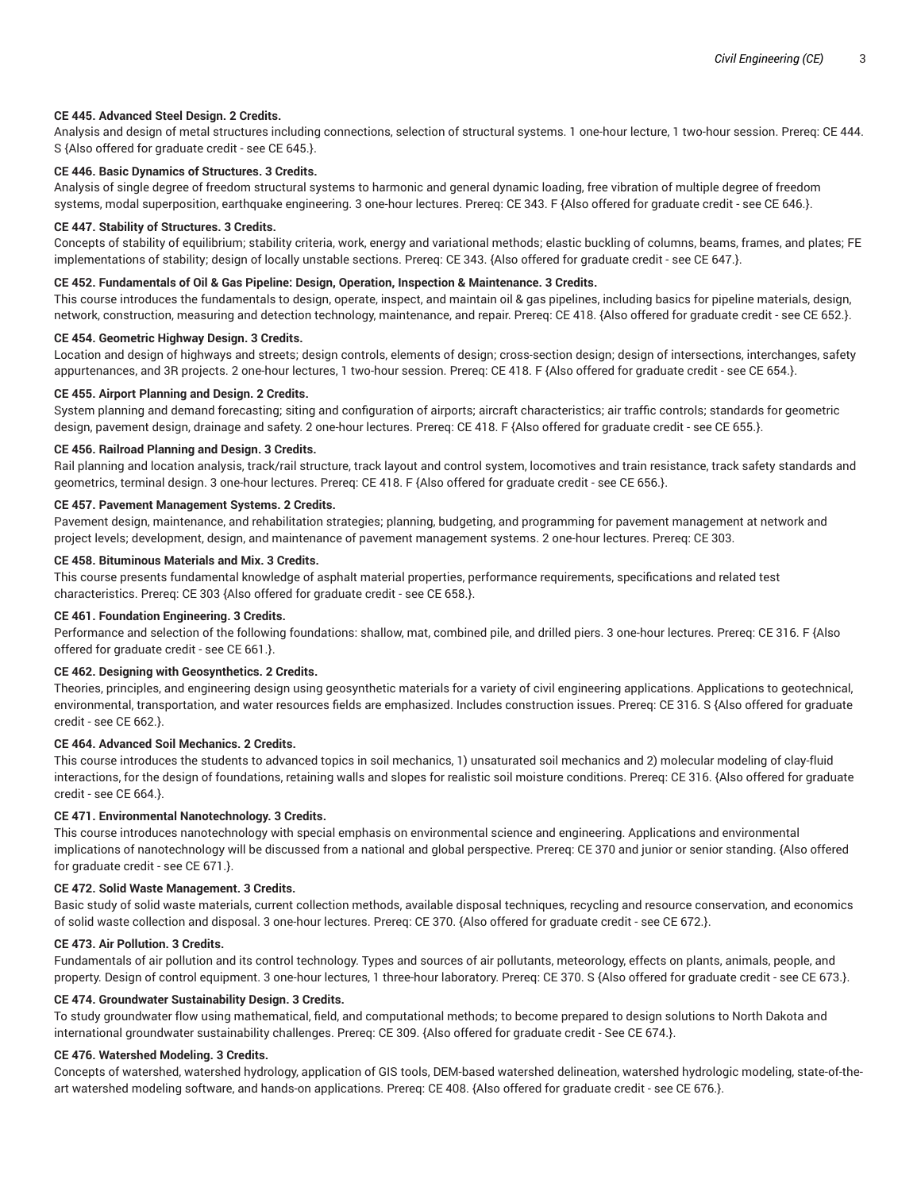**CE 445. Advanced Steel Design. 2 Credits.**

Analysis and design of metal structures including connections, selection of structural systems. 1 one-hour lecture, 1 two-hour session. Prereq: CE 444. S {Also offered for graduate credit - see CE 645.}.

**CE 446. Basic Dynamics of Structures. 3 Credits.**

Analysis of single degree of freedom structural systems to harmonic and general dynamic loading, free vibration of multiple degree of freedom systems, modal superposition, earthquake engineering. 3 one-hour lectures. Prereq: CE 343. F {Also offered for graduate credit - see CE 646.}.

**CE 447. Stability of Structures. 3 Credits.**

Concepts of stability of equilibrium; stability criteria, work, energy and variational methods; elastic buckling of columns, beams, frames, and plates; FE implementations of stability; design of locally unstable sections. Prereq: CE 343. {Also offered for graduate credit - see CE 647.}.

**CE 452. Fundamentals of Oil & Gas Pipeline: Design, Operation, Inspection & Maintenance. 3 Credits.**

This course introduces the fundamentals to design, operate, inspect, and maintain oil & gas pipelines, including basics for pipeline materials, design, network, construction, measuring and detection technology, maintenance, and repair. Prereq: CE 418. {Also offered for graduate credit - see CE 652.}.

**CE 454. Geometric Highway Design. 3 Credits.**

Location and design of highways and streets; design controls, elements of design; cross-section design; design of intersections, interchanges, safety appurtenances, and 3R projects. 2 one-hour lectures, 1 two-hour session. Prereq: CE 418. F {Also offered for graduate credit - see CE 654.}.

**CE 455. Airport Planning and Design. 2 Credits.**

System planning and demand forecasting; siting and configuration of airports; aircraft characteristics; air traffic controls; standards for geometric design, pavement design, drainage and safety. 2 one-hour lectures. Prereq: CE 418. F {Also offered for graduate credit - see CE 655.}.

**CE 456. Railroad Planning and Design. 3 Credits.**

Rail planning and location analysis, track/rail structure, track layout and control system, locomotives and train resistance, track safety standards and geometrics, terminal design. 3 one-hour lectures. Prereq: CE 418. F {Also offered for graduate credit - see CE 656.}.

**CE 457. Pavement Management Systems. 2 Credits.**

Pavement design, maintenance, and rehabilitation strategies; planning, budgeting, and programming for pavement management at network and project levels; development, design, and maintenance of pavement management systems. 2 one-hour lectures. Prereq: CE 303.

**CE 458. Bituminous Materials and Mix. 3 Credits.**

This course presents fundamental knowledge of asphalt material properties, performance requirements, specifications and related test characteristics. Prereq: CE 303 {Also offered for graduate credit - see CE 658.}.

**CE 461. Foundation Engineering. 3 Credits.**

Performance and selection of the following foundations: shallow, mat, combined pile, and drilled piers. 3 one-hour lectures. Prereq: CE 316. F {Also offered for graduate credit - see CE 661.}.

**CE 462. Designing with Geosynthetics. 2 Credits.**

Theories, principles, and engineering design using geosynthetic materials for a variety of civil engineering applications. Applications to geotechnical, environmental, transportation, and water resources fields are emphasized. Includes construction issues. Prereq: CE 316. S {Also offered for graduate credit - see CE 662.}.

**CE 464. Advanced Soil Mechanics. 2 Credits.**

This course introduces the students to advanced topics in soil mechanics, 1) unsaturated soil mechanics and 2) molecular modeling of clay-fluid interactions, for the design of foundations, retaining walls and slopes for realistic soil moisture conditions. Prereq: CE 316. {Also offered for graduate credit - see CE 664.}.

**CE 471. Environmental Nanotechnology. 3 Credits.**

This course introduces nanotechnology with special emphasis on environmental science and engineering. Applications and environmental implications of nanotechnology will be discussed from a national and global perspective. Prereq: CE 370 and junior or senior standing. {Also offered for graduate credit - see CE 671.}.

**CE 472. Solid Waste Management. 3 Credits.**

Basic study of solid waste materials, current collection methods, available disposal techniques, recycling and resource conservation, and economics of solid waste collection and disposal. 3 one-hour lectures. Prereq: CE 370. {Also offered for graduate credit - see CE 672.}.

**CE 473. Air Pollution. 3 Credits.**

Fundamentals of air pollution and its control technology. Types and sources of air pollutants, meteorology, effects on plants, animals, people, and property. Design of control equipment. 3 one-hour lectures, 1 three-hour laboratory. Prereq: CE 370. S {Also offered for graduate credit - see CE 673.}.

**CE 474. Groundwater Sustainability Design. 3 Credits.**

To study groundwater flow using mathematical, field, and computational methods; to become prepared to design solutions to North Dakota and international groundwater sustainability challenges. Prereq: CE 309. {Also offered for graduate credit - See CE 674.}.

**CE 476. Watershed Modeling. 3 Credits.**

Concepts of watershed, watershed hydrology, application of GIS tools, DEM-based watershed delineation, watershed hydrologic modeling, state-of-the-art watershed modeling software, and hands-on applications. Prereq: CE 408. {Also offered for graduate credit - see CE 676.}.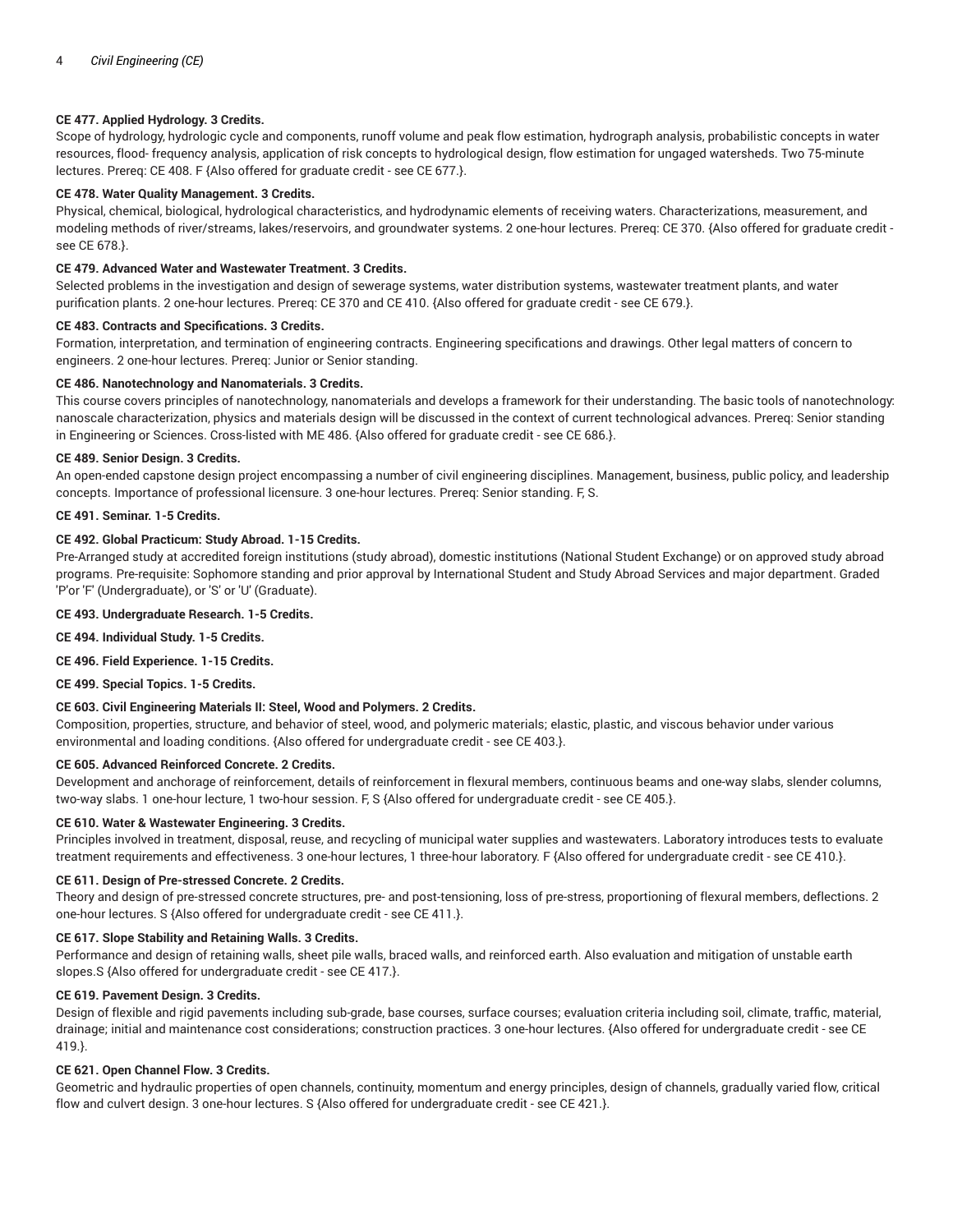**CE 477. Applied Hydrology. 3 Credits.**

Scope of hydrology, hydrologic cycle and components, runoff volume and peak flow estimation, hydrograph analysis, probabilistic concepts in water resources, flood- frequency analysis, application of risk concepts to hydrological design, flow estimation for ungaged watersheds. Two 75-minute lectures. Prereq: CE 408. F {Also offered for graduate credit - see CE 677.}.

**CE 478. Water Quality Management. 3 Credits.**

Physical, chemical, biological, hydrological characteristics, and hydrodynamic elements of receiving waters. Characterizations, measurement, and modeling methods of river/streams, lakes/reservoirs, and groundwater systems. 2 one-hour lectures. Prereq: CE 370. {Also offered for graduate credit - see CE 678.}.

**CE 479. Advanced Water and Wastewater Treatment. 3 Credits.**

Selected problems in the investigation and design of sewerage systems, water distribution systems, wastewater treatment plants, and water purification plants. 2 one-hour lectures. Prereq: CE 370 and CE 410. {Also offered for graduate credit - see CE 679.}.

**CE 483. Contracts and Specifications. 3 Credits.**

Formation, interpretation, and termination of engineering contracts. Engineering specifications and drawings. Other legal matters of concern to engineers. 2 one-hour lectures. Prereq: Junior or Senior standing.

**CE 486. Nanotechnology and Nanomaterials. 3 Credits.**

This course covers principles of nanotechnology, nanomaterials and develops a framework for their understanding. The basic tools of nanotechnology: nanoscale characterization, physics and materials design will be discussed in the context of current technological advances. Prereq: Senior standing in Engineering or Sciences. Cross-listed with ME 486. {Also offered for graduate credit - see CE 686.}.

**CE 489. Senior Design. 3 Credits.**

An open-ended capstone design project encompassing a number of civil engineering disciplines. Management, business, public policy, and leadership concepts. Importance of professional licensure. 3 one-hour lectures. Prereq: Senior standing. F, S.

**CE 491. Seminar. 1-5 Credits.**

**CE 492. Global Practicum: Study Abroad. 1-15 Credits.**

Pre-Arranged study at accredited foreign institutions (study abroad), domestic institutions (National Student Exchange) or on approved study abroad programs. Pre-requisite: Sophomore standing and prior approval by International Student and Study Abroad Services and major department. Graded 'P'or 'F' (Undergraduate), or 'S' or 'U' (Graduate).

**CE 493. Undergraduate Research. 1-5 Credits.**

**CE 494. Individual Study. 1-5 Credits.**

**CE 496. Field Experience. 1-15 Credits.**

**CE 499. Special Topics. 1-5 Credits.**

**CE 603. Civil Engineering Materials II: Steel, Wood and Polymers. 2 Credits.**

Composition, properties, structure, and behavior of steel, wood, and polymeric materials; elastic, plastic, and viscous behavior under various environmental and loading conditions. {Also offered for undergraduate credit - see CE 403.}.

**CE 605. Advanced Reinforced Concrete. 2 Credits.**

Development and anchorage of reinforcement, details of reinforcement in flexural members, continuous beams and one-way slabs, slender columns, two-way slabs. 1 one-hour lecture, 1 two-hour session. F, S {Also offered for undergraduate credit - see CE 405.}.

**CE 610. Water & Wastewater Engineering. 3 Credits.**

Principles involved in treatment, disposal, reuse, and recycling of municipal water supplies and wastewaters. Laboratory introduces tests to evaluate treatment requirements and effectiveness. 3 one-hour lectures, 1 three-hour laboratory. F {Also offered for undergraduate credit - see CE 410.}.

**CE 611. Design of Pre-stressed Concrete. 2 Credits.**

Theory and design of pre-stressed concrete structures, pre- and post-tensioning, loss of pre-stress, proportioning of flexural members, deflections. 2 one-hour lectures. S {Also offered for undergraduate credit - see CE 411.}.

**CE 617. Slope Stability and Retaining Walls. 3 Credits.**

Performance and design of retaining walls, sheet pile walls, braced walls, and reinforced earth. Also evaluation and mitigation of unstable earth slopes.S {Also offered for undergraduate credit - see CE 417.}.

**CE 619. Pavement Design. 3 Credits.**

Design of flexible and rigid pavements including sub-grade, base courses, surface courses; evaluation criteria including soil, climate, traffic, material, drainage; initial and maintenance cost considerations; construction practices. 3 one-hour lectures. {Also offered for undergraduate credit - see CE 419.}.

**CE 621. Open Channel Flow. 3 Credits.**

Geometric and hydraulic properties of open channels, continuity, momentum and energy principles, design of channels, gradually varied flow, critical flow and culvert design. 3 one-hour lectures. S {Also offered for undergraduate credit - see CE 421.}.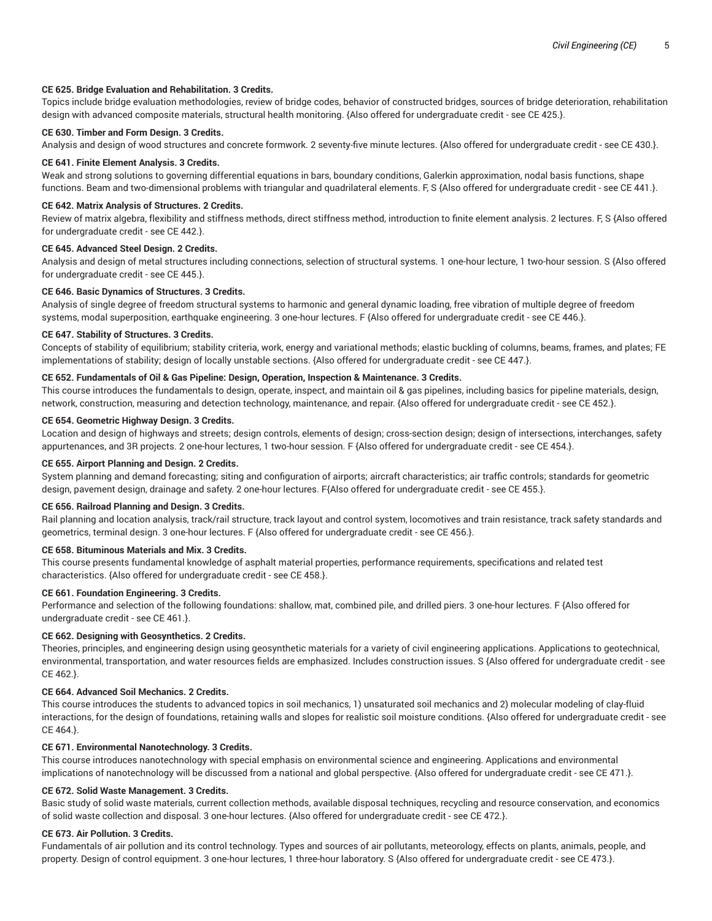**CE 625. Bridge Evaluation and Rehabilitation. 3 Credits.**

Topics include bridge evaluation methodologies, review of bridge codes, behavior of constructed bridges, sources of bridge deterioration, rehabilitation design with advanced composite materials, structural health monitoring. {Also offered for undergraduate credit - see CE 425.}.

**CE 630. Timber and Form Design. 3 Credits.**

Analysis and design of wood structures and concrete formwork. 2 seventy-five minute lectures. {Also offered for undergraduate credit - see CE 430.}.

**CE 641. Finite Element Analysis. 3 Credits.**

Weak and strong solutions to governing differential equations in bars, boundary conditions, Galerkin approximation, nodal basis functions, shape functions. Beam and two-dimensional problems with triangular and quadrilateral elements. F, S {Also offered for undergraduate credit - see CE 441.}.

**CE 642. Matrix Analysis of Structures. 2 Credits.**

Review of matrix algebra, flexibility and stiffness methods, direct stiffness method, introduction to finite element analysis. 2 lectures. F, S {Also offered for undergraduate credit - see CE 442.}.

**CE 645. Advanced Steel Design. 2 Credits.**

Analysis and design of metal structures including connections, selection of structural systems. 1 one-hour lecture, 1 two-hour session. S {Also offered for undergraduate credit - see CE 445.}.

**CE 646. Basic Dynamics of Structures. 3 Credits.**

Analysis of single degree of freedom structural systems to harmonic and general dynamic loading, free vibration of multiple degree of freedom systems, modal superposition, earthquake engineering. 3 one-hour lectures. F {Also offered for undergraduate credit - see CE 446.}.

**CE 647. Stability of Structures. 3 Credits.**

Concepts of stability of equilibrium; stability criteria, work, energy and variational methods; elastic buckling of columns, beams, frames, and plates; FE implementations of stability; design of locally unstable sections. {Also offered for undergraduate credit - see CE 447.}.

**CE 652. Fundamentals of Oil & Gas Pipeline: Design, Operation, Inspection & Maintenance. 3 Credits.**

This course introduces the fundamentals to design, operate, inspect, and maintain oil & gas pipelines, including basics for pipeline materials, design, network, construction, measuring and detection technology, maintenance, and repair. {Also offered for undergraduate credit - see CE 452.}.

**CE 654. Geometric Highway Design. 3 Credits.**

Location and design of highways and streets; design controls, elements of design; cross-section design; design of intersections, interchanges, safety appurtenances, and 3R projects. 2 one-hour lectures, 1 two-hour session. F {Also offered for undergraduate credit - see CE 454.}.

**CE 655. Airport Planning and Design. 2 Credits.**

System planning and demand forecasting; siting and configuration of airports; aircraft characteristics; air traffic controls; standards for geometric design, pavement design, drainage and safety. 2 one-hour lectures. F{Also offered for undergraduate credit - see CE 455.}.

**CE 656. Railroad Planning and Design. 3 Credits.**

Rail planning and location analysis, track/rail structure, track layout and control system, locomotives and train resistance, track safety standards and geometrics, terminal design. 3 one-hour lectures. F {Also offered for undergraduate credit - see CE 456.}.

**CE 658. Bituminous Materials and Mix. 3 Credits.**

This course presents fundamental knowledge of asphalt material properties, performance requirements, specifications and related test characteristics. {Also offered for undergraduate credit - see CE 458.}.

**CE 661. Foundation Engineering. 3 Credits.**

Performance and selection of the following foundations: shallow, mat, combined pile, and drilled piers. 3 one-hour lectures. F {Also offered for undergraduate credit - see CE 461.}.

**CE 662. Designing with Geosynthetics. 2 Credits.**

Theories, principles, and engineering design using geosynthetic materials for a variety of civil engineering applications. Applications to geotechnical, environmental, transportation, and water resources fields are emphasized. Includes construction issues. S {Also offered for undergraduate credit - see CE 462.}.

**CE 664. Advanced Soil Mechanics. 2 Credits.**

This course introduces the students to advanced topics in soil mechanics, 1) unsaturated soil mechanics and 2) molecular modeling of clay-fluid interactions, for the design of foundations, retaining walls and slopes for realistic soil moisture conditions. {Also offered for undergraduate credit - see CE 464.}.

**CE 671. Environmental Nanotechnology. 3 Credits.**

This course introduces nanotechnology with special emphasis on environmental science and engineering. Applications and environmental implications of nanotechnology will be discussed from a national and global perspective. {Also offered for undergraduate credit - see CE 471.}.

**CE 672. Solid Waste Management. 3 Credits.**

Basic study of solid waste materials, current collection methods, available disposal techniques, recycling and resource conservation, and economics of solid waste collection and disposal. 3 one-hour lectures. {Also offered for undergraduate credit - see CE 472.}.

**CE 673. Air Pollution. 3 Credits.**

Fundamentals of air pollution and its control technology. Types and sources of air pollutants, meteorology, effects on plants, animals, people, and property. Design of control equipment. 3 one-hour lectures, 1 three-hour laboratory. S {Also offered for undergraduate credit - see CE 473.}.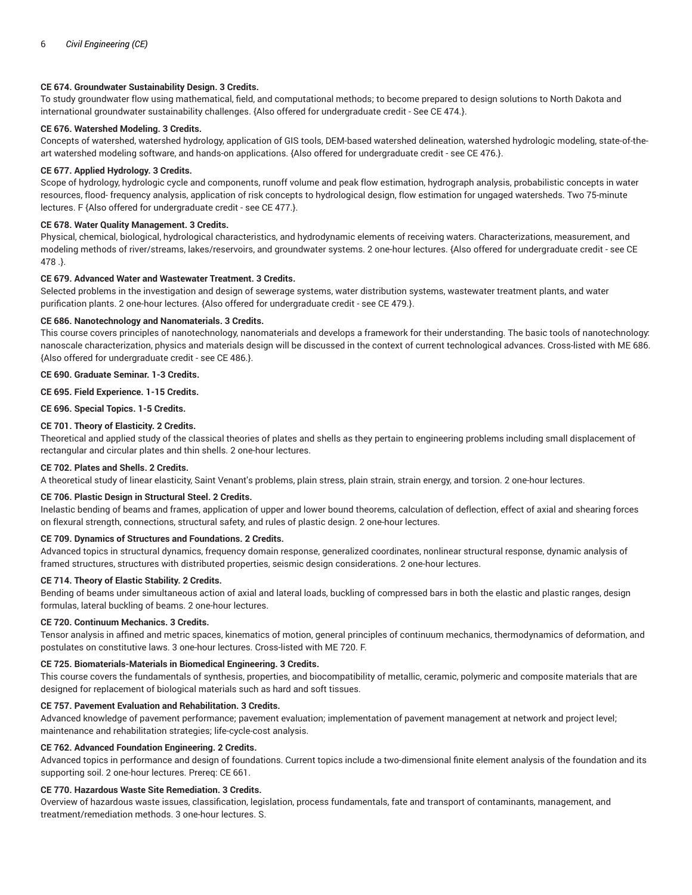**CE 674. Groundwater Sustainability Design. 3 Credits.**
To study groundwater flow using mathematical, field, and computational methods; to become prepared to design solutions to North Dakota and international groundwater sustainability challenges. {Also offered for undergraduate credit - See CE 474.}.

**CE 676. Watershed Modeling. 3 Credits.**
Concepts of watershed, watershed hydrology, application of GIS tools, DEM-based watershed delineation, watershed hydrologic modeling, state-of-the-art watershed modeling software, and hands-on applications. {Also offered for undergraduate credit - see CE 476.}.

**CE 677. Applied Hydrology. 3 Credits.**
Scope of hydrology, hydrologic cycle and components, runoff volume and peak flow estimation, hydrograph analysis, probabilistic concepts in water resources, flood- frequency analysis, application of risk concepts to hydrological design, flow estimation for ungaged watersheds. Two 75-minute lectures. F {Also offered for undergraduate credit - see CE 477.}.

**CE 678. Water Quality Management. 3 Credits.**
Physical, chemical, biological, hydrological characteristics, and hydrodynamic elements of receiving waters. Characterizations, measurement, and modeling methods of river/streams, lakes/reservoirs, and groundwater systems. 2 one-hour lectures. {Also offered for undergraduate credit - see CE 478 .}.

**CE 679. Advanced Water and Wastewater Treatment. 3 Credits.**
Selected problems in the investigation and design of sewerage systems, water distribution systems, wastewater treatment plants, and water purification plants. 2 one-hour lectures. {Also offered for undergraduate credit - see CE 479.}.

**CE 686. Nanotechnology and Nanomaterials. 3 Credits.**
This course covers principles of nanotechnology, nanomaterials and develops a framework for their understanding. The basic tools of nanotechnology: nanoscale characterization, physics and materials design will be discussed in the context of current technological advances. Cross-listed with ME 686. {Also offered for undergraduate credit - see CE 486.}.

**CE 690. Graduate Seminar. 1-3 Credits.**

**CE 695. Field Experience. 1-15 Credits.**

**CE 696. Special Topics. 1-5 Credits.**

**CE 701. Theory of Elasticity. 2 Credits.**
Theoretical and applied study of the classical theories of plates and shells as they pertain to engineering problems including small displacement of rectangular and circular plates and thin shells. 2 one-hour lectures.

**CE 702. Plates and Shells. 2 Credits.**
A theoretical study of linear elasticity, Saint Venant's problems, plain stress, plain strain, strain energy, and torsion. 2 one-hour lectures.

**CE 706. Plastic Design in Structural Steel. 2 Credits.**
Inelastic bending of beams and frames, application of upper and lower bound theorems, calculation of deflection, effect of axial and shearing forces on flexural strength, connections, structural safety, and rules of plastic design. 2 one-hour lectures.

**CE 709. Dynamics of Structures and Foundations. 2 Credits.**
Advanced topics in structural dynamics, frequency domain response, generalized coordinates, nonlinear structural response, dynamic analysis of framed structures, structures with distributed properties, seismic design considerations. 2 one-hour lectures.

**CE 714. Theory of Elastic Stability. 2 Credits.**
Bending of beams under simultaneous action of axial and lateral loads, buckling of compressed bars in both the elastic and plastic ranges, design formulas, lateral buckling of beams. 2 one-hour lectures.

**CE 720. Continuum Mechanics. 3 Credits.**
Tensor analysis in affined and metric spaces, kinematics of motion, general principles of continuum mechanics, thermodynamics of deformation, and postulates on constitutive laws. 3 one-hour lectures. Cross-listed with ME 720. F.

**CE 725. Biomaterials-Materials in Biomedical Engineering. 3 Credits.**
This course covers the fundamentals of synthesis, properties, and biocompatibility of metallic, ceramic, polymeric and composite materials that are designed for replacement of biological materials such as hard and soft tissues.

**CE 757. Pavement Evaluation and Rehabilitation. 3 Credits.**
Advanced knowledge of pavement performance; pavement evaluation; implementation of pavement management at network and project level; maintenance and rehabilitation strategies; life-cycle-cost analysis.

**CE 762. Advanced Foundation Engineering. 2 Credits.**
Advanced topics in performance and design of foundations. Current topics include a two-dimensional finite element analysis of the foundation and its supporting soil. 2 one-hour lectures. Prereq: CE 661.

**CE 770. Hazardous Waste Site Remediation. 3 Credits.**
Overview of hazardous waste issues, classification, legislation, process fundamentals, fate and transport of contaminants, management, and treatment/remediation methods. 3 one-hour lectures. S.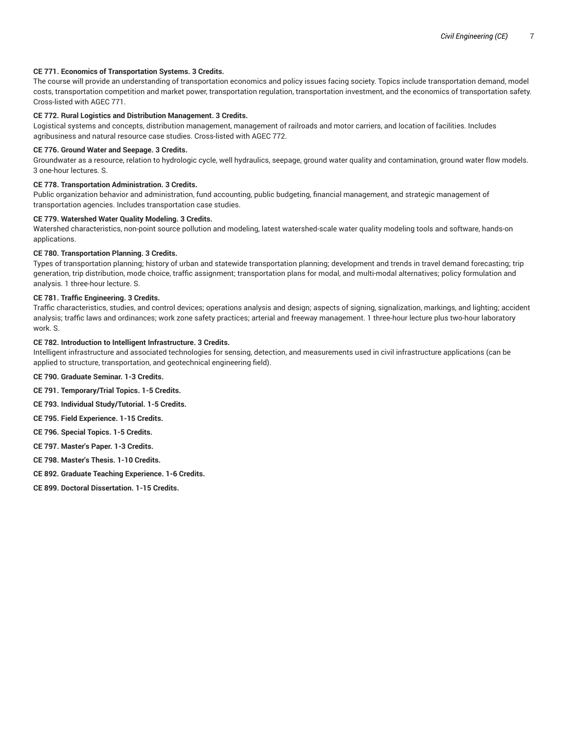**CE 771. Economics of Transportation Systems. 3 Credits.**
The course will provide an understanding of transportation economics and policy issues facing society. Topics include transportation demand, model costs, transportation competition and market power, transportation regulation, transportation investment, and the economics of transportation safety. Cross-listed with AGEC 771.

**CE 772. Rural Logistics and Distribution Management. 3 Credits.**
Logistical systems and concepts, distribution management, management of railroads and motor carriers, and location of facilities. Includes agribusiness and natural resource case studies. Cross-listed with AGEC 772.

**CE 776. Ground Water and Seepage. 3 Credits.**
Groundwater as a resource, relation to hydrologic cycle, well hydraulics, seepage, ground water quality and contamination, ground water flow models. 3 one-hour lectures. S.

**CE 778. Transportation Administration. 3 Credits.**
Public organization behavior and administration, fund accounting, public budgeting, financial management, and strategic management of transportation agencies. Includes transportation case studies.

**CE 779. Watershed Water Quality Modeling. 3 Credits.**
Watershed characteristics, non-point source pollution and modeling, latest watershed-scale water quality modeling tools and software, hands-on applications.

**CE 780. Transportation Planning. 3 Credits.**
Types of transportation planning; history of urban and statewide transportation planning; development and trends in travel demand forecasting; trip generation, trip distribution, mode choice, traffic assignment; transportation plans for modal, and multi-modal alternatives; policy formulation and analysis. 1 three-hour lecture. S.

**CE 781. Traffic Engineering. 3 Credits.**
Traffic characteristics, studies, and control devices; operations analysis and design; aspects of signing, signalization, markings, and lighting; accident analysis; traffic laws and ordinances; work zone safety practices; arterial and freeway management. 1 three-hour lecture plus two-hour laboratory work. S.

**CE 782. Introduction to Intelligent Infrastructure. 3 Credits.**
Intelligent infrastructure and associated technologies for sensing, detection, and measurements used in civil infrastructure applications (can be applied to structure, transportation, and geotechnical engineering field).

**CE 790. Graduate Seminar. 1-3 Credits.**

**CE 791. Temporary/Trial Topics. 1-5 Credits.**

**CE 793. Individual Study/Tutorial. 1-5 Credits.**

**CE 795. Field Experience. 1-15 Credits.**

**CE 796. Special Topics. 1-5 Credits.**

**CE 797. Master's Paper. 1-3 Credits.**

**CE 798. Master's Thesis. 1-10 Credits.**

**CE 892. Graduate Teaching Experience. 1-6 Credits.**

**CE 899. Doctoral Dissertation. 1-15 Credits.**